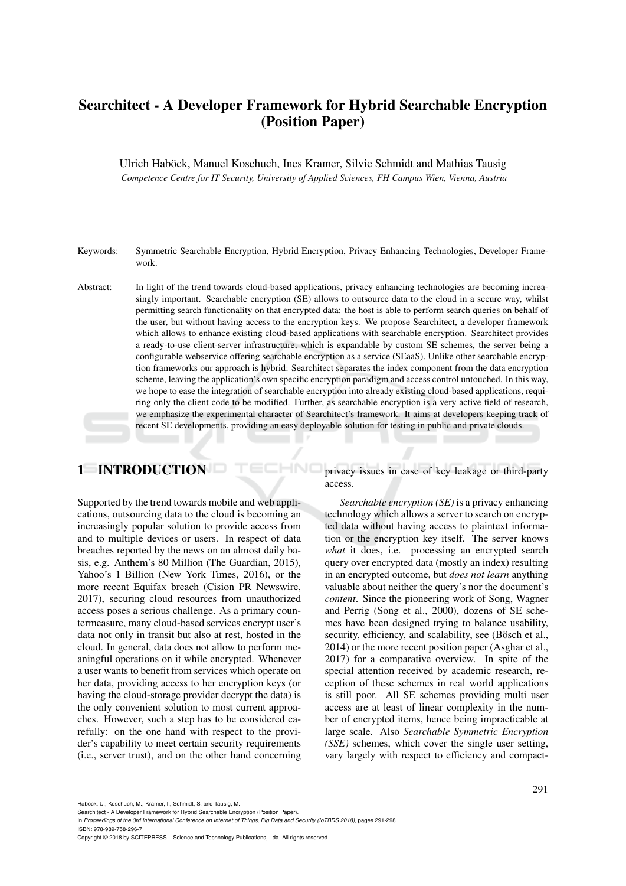# Searchitect - A Developer Framework for Hybrid Searchable Encryption (Position Paper)

Ulrich Haböck, Manuel Koschuch, Ines Kramer, Silvie Schmidt and Mathias Tausig

*Competence Centre for IT Security, University of Applied Sciences, FH Campus Wien, Vienna, Austria*

Keywords: Symmetric Searchable Encryption, Hybrid Encryption, Privacy Enhancing Technologies, Developer Framework.

Abstract: In light of the trend towards cloud-based applications, privacy enhancing technologies are becoming increasingly important. Searchable encryption (SE) allows to outsource data to the cloud in a secure way, whilst permitting search functionality on that encrypted data: the host is able to perform search queries on behalf of the user, but without having access to the encryption keys. We propose Searchitect, a developer framework which allows to enhance existing cloud-based applications with searchable encryption. Searchitect provides a ready-to-use client-server infrastructure, which is expandable by custom SE schemes, the server being a configurable webservice offering searchable encryption as a service (SEaaS). Unlike other searchable encryption frameworks our approach is hybrid: Searchitect separates the index component from the data encryption scheme, leaving the application's own specific encryption paradigm and access control untouched. In this way, we hope to ease the integration of searchable encryption into already existing cloud-based applications, requiring only the client code to be modified. Further, as searchable encryption is a very active field of research, we emphasize the experimental character of Searchitect's framework. It aims at developers keeping track of recent SE developments, providing an easy deployable solution for testing in public and private clouds.

## 1 INTRODUCTION

Supported by the trend towards mobile and web applications, outsourcing data to the cloud is becoming an increasingly popular solution to provide access from and to multiple devices or users. In respect of data breaches reported by the news on an almost daily basis, e.g. Anthem's 80 Million (The Guardian, 2015), Yahoo's 1 Billion (New York Times, 2016), or the more recent Equifax breach (Cision PR Newswire, 2017), securing cloud resources from unauthorized access poses a serious challenge. As a primary countermeasure, many cloud-based services encrypt user's data not only in transit but also at rest, hosted in the cloud. In general, data does not allow to perform meaningful operations on it while encrypted. Whenever a user wants to benefit from services which operate on her data, providing access to her encryption keys (or having the cloud-storage provider decrypt the data) is the only convenient solution to most current approaches. However, such a step has to be considered carefully: on the one hand with respect to the provider's capability to meet certain security requirements (i.e., server trust), and on the other hand concerning privacy issues in case of key leakage or third-party access.

*Searchable encryption (SE)* is a privacy enhancing technology which allows a server to search on encrypted data without having access to plaintext information or the encryption key itself. The server knows *what* it does, i.e. processing an encrypted search query over encrypted data (mostly an index) resulting in an encrypted outcome, but *does not learn* anything valuable about neither the query's nor the document's *content*. Since the pioneering work of Song, Wagner and Perrig (Song et al., 2000), dozens of SE schemes have been designed trying to balance usability, security, efficiency, and scalability, see (Bösch et al., 2014) or the more recent position paper (Asghar et al., 2017) for a comparative overview. In spite of the special attention received by academic research, reception of these schemes in real world applications is still poor. All SE schemes providing multi user access are at least of linear complexity in the number of encrypted items, hence being impracticable at large scale. Also *Searchable Symmetric Encryption (SSE)* schemes, which cover the single user setting, vary largely with respect to efficiency and compact-

Haböck, U., Koschuch, M., Kramer, I., Schmidt, S. and Tausig, M.
Searchitect - A Developer Framework for Hybrid Searchable Encryption (Position Paper).
In *Proceedings of the 3rd International Conference on Internet of Things, Big Data and Security (IoTBDS 2018)*, pages 291-298
ISBN: 978-989-758-296-7
Copyright © 2018 by SCITEPRESS – Science and Technology Publications, Lda. All rights reserved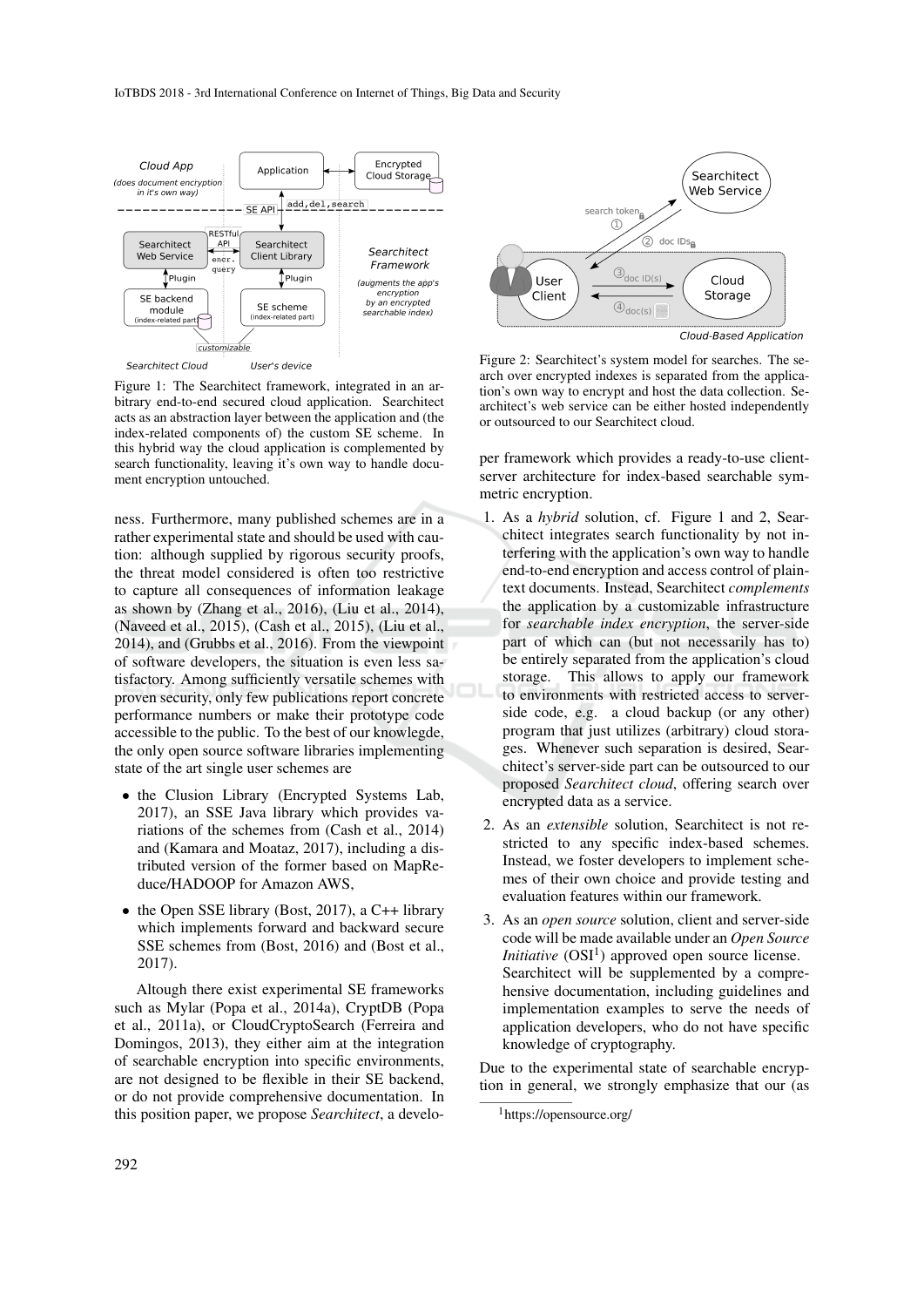Figure 1: The Searchitect framework, integrated in an arbitrary end-to-end secured cloud application. Searchitect acts as an abstraction layer between the application and (the index-related components of) the custom SE scheme. In this hybrid way the cloud application is complemented by search functionality, leaving it's own way to handle document encryption untouched.

ness. Furthermore, many published schemes are in a rather experimental state and should be used with caution: although supplied by rigorous security proofs, the threat model considered is often too restrictive to capture all consequences of information leakage as shown by (Zhang et al., 2016), (Liu et al., 2014), (Naveed et al., 2015), (Cash et al., 2015), (Liu et al., 2014), and (Grubbs et al., 2016). From the viewpoint of software developers, the situation is even less satisfactory. Among sufficiently versatile schemes with proven security, only few publications report concrete performance numbers or make their prototype code accessible to the public. To the best of our knowlegde, the only open source software libraries implementing state of the art single user schemes are

- the Clusion Library (Encrypted Systems Lab, 2017), an SSE Java library which provides variations of the schemes from (Cash et al., 2014) and (Kamara and Moataz, 2017), including a distributed version of the former based on MapReduce/HADOOP for Amazon AWS,
- the Open SSE library (Bost, 2017), a C++ library which implements forward and backward secure SSE schemes from (Bost, 2016) and (Bost et al., 2017).

Altough there exist experimental SE frameworks such as Mylar (Popa et al., 2014a), CryptDB (Popa et al., 2011a), or CloudCryptoSearch (Ferreira and Domingos, 2013), they either aim at the integration of searchable encryption into specific environments, are not designed to be flexible in their SE backend, or do not provide comprehensive documentation. In this position paper, we propose *Searchitect*, a developer framework which provides a ready-to-use client-server architecture for index-based searchable symmetric encryption.

Figure 2: Searchitect's system model for searches. The search over encrypted indexes is separated from the application's own way to encrypt and host the data collection. Searchitect's web service can be either hosted independently or outsourced to our Searchitect cloud.

1. As a *hybrid* solution, cf. Figure 1 and 2, Searchitect integrates search functionality by not interfering with the application's own way to handle end-to-end encryption and access control of plaintext documents. Instead, Searchitect *complements* the application by a customizable infrastructure for *searchable index encryption*, the server-side part of which can (but not necessarily has to) be entirely separated from the application's cloud storage. This allows to apply our framework to environments with restricted access to server-side code, e.g. a cloud backup (or any other) program that just utilizes (arbitrary) cloud storages. Whenever such separation is desired, Searchitect's server-side part can be outsourced to our proposed *Searchitect cloud*, offering search over encrypted data as a service.
2. As an *extensible* solution, Searchitect is not restricted to any specific index-based schemes. Instead, we foster developers to implement schemes of their own choice and provide testing and evaluation features within our framework.
3. As an *open source* solution, client and server-side code will be made available under an *Open Source Initiative* (OSI[1]) approved open source license. Searchitect will be supplemented by a comprehensive documentation, including guidelines and implementation examples to serve the needs of application developers, who do not have specific knowledge of cryptography.

Due to the experimental state of searchable encryption in general, we strongly emphasize that our (as

[1]https://opensource.org/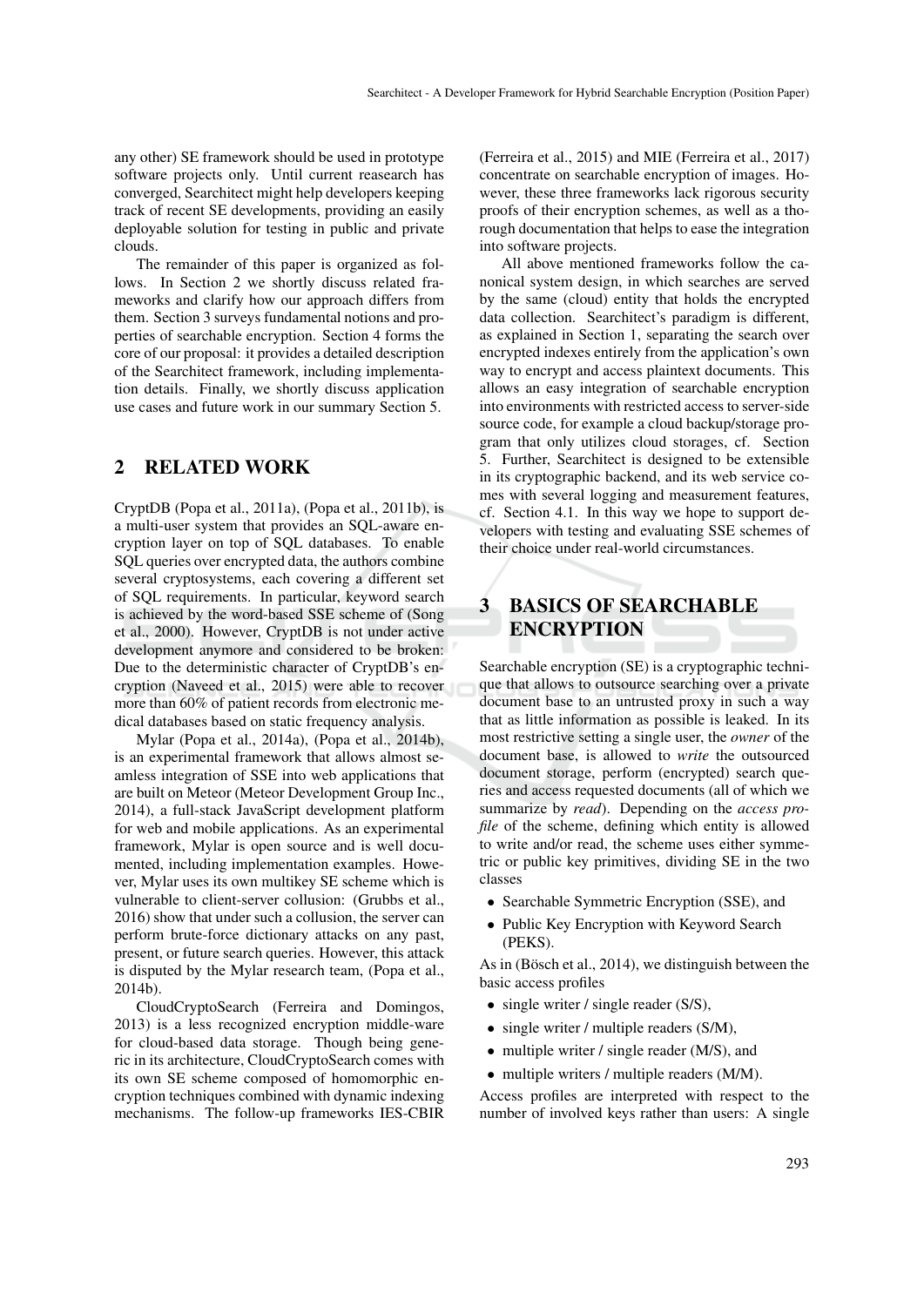any other) SE framework should be used in prototype software projects only. Until current reasearch has converged, Searchitect might help developers keeping track of recent SE developments, providing an easily deployable solution for testing in public and private clouds.

The remainder of this paper is organized as follows. In Section 2 we shortly discuss related frameworks and clarify how our approach differs from them. Section 3 surveys fundamental notions and properties of searchable encryption. Section 4 forms the core of our proposal: it provides a detailed description of the Searchitect framework, including implementation details. Finally, we shortly discuss application use cases and future work in our summary Section 5.

## 2 RELATED WORK

CryptDB (Popa et al., 2011a), (Popa et al., 2011b), is a multi-user system that provides an SQL-aware encryption layer on top of SQL databases. To enable SQL queries over encrypted data, the authors combine several cryptosystems, each covering a different set of SQL requirements. In particular, keyword search is achieved by the word-based SSE scheme of (Song et al., 2000). However, CryptDB is not under active development anymore and considered to be broken: Due to the deterministic character of CryptDB's encryption (Naveed et al., 2015) were able to recover more than 60% of patient records from electronic medical databases based on static frequency analysis.

Mylar (Popa et al., 2014a), (Popa et al., 2014b), is an experimental framework that allows almost seamless integration of SSE into web applications that are built on Meteor (Meteor Development Group Inc., 2014), a full-stack JavaScript development platform for web and mobile applications. As an experimental framework, Mylar is open source and is well documented, including implementation examples. However, Mylar uses its own multikey SE scheme which is vulnerable to client-server collusion: (Grubbs et al., 2016) show that under such a collusion, the server can perform brute-force dictionary attacks on any past, present, or future search queries. However, this attack is disputed by the Mylar research team, (Popa et al., 2014b).

CloudCryptoSearch (Ferreira and Domingos, 2013) is a less recognized encryption middle-ware for cloud-based data storage. Though being generic in its architecture, CloudCryptoSearch comes with its own SE scheme composed of homomorphic encryption techniques combined with dynamic indexing mechanisms. The follow-up frameworks IES-CBIR (Ferreira et al., 2015) and MIE (Ferreira et al., 2017) concentrate on searchable encryption of images. However, these three frameworks lack rigorous security proofs of their encryption schemes, as well as a thorough documentation that helps to ease the integration into software projects.

All above mentioned frameworks follow the canonical system design, in which searches are served by the same (cloud) entity that holds the encrypted data collection. Searchitect's paradigm is different, as explained in Section 1, separating the search over encrypted indexes entirely from the application's own way to encrypt and access plaintext documents. This allows an easy integration of searchable encryption into environments with restricted access to server-side source code, for example a cloud backup/storage program that only utilizes cloud storages, cf. Section 5. Further, Searchitect is designed to be extensible in its cryptographic backend, and its web service comes with several logging and measurement features, cf. Section 4.1. In this way we hope to support developers with testing and evaluating SSE schemes of their choice under real-world circumstances.

## 3 BASICS OF SEARCHABLE ENCRYPTION

Searchable encryption (SE) is a cryptographic technique that allows to outsource searching over a private document base to an untrusted proxy in such a way that as little information as possible is leaked. In its most restrictive setting a single user, the *owner* of the document base, is allowed to *write* the outsourced document storage, perform (encrypted) search queries and access requested documents (all of which we summarize by *read*). Depending on the *access profile* of the scheme, defining which entity is allowed to write and/or read, the scheme uses either symmetric or public key primitives, dividing SE in the two classes

- Searchable Symmetric Encryption (SSE), and
- Public Key Encryption with Keyword Search (PEKS).

As in (Bösch et al., 2014), we distinguish between the basic access profiles

- single writer / single reader (S/S),
- single writer / multiple readers (S/M),
- multiple writer / single reader (M/S), and
- multiple writers / multiple readers (M/M).

Access profiles are interpreted with respect to the number of involved keys rather than users: A single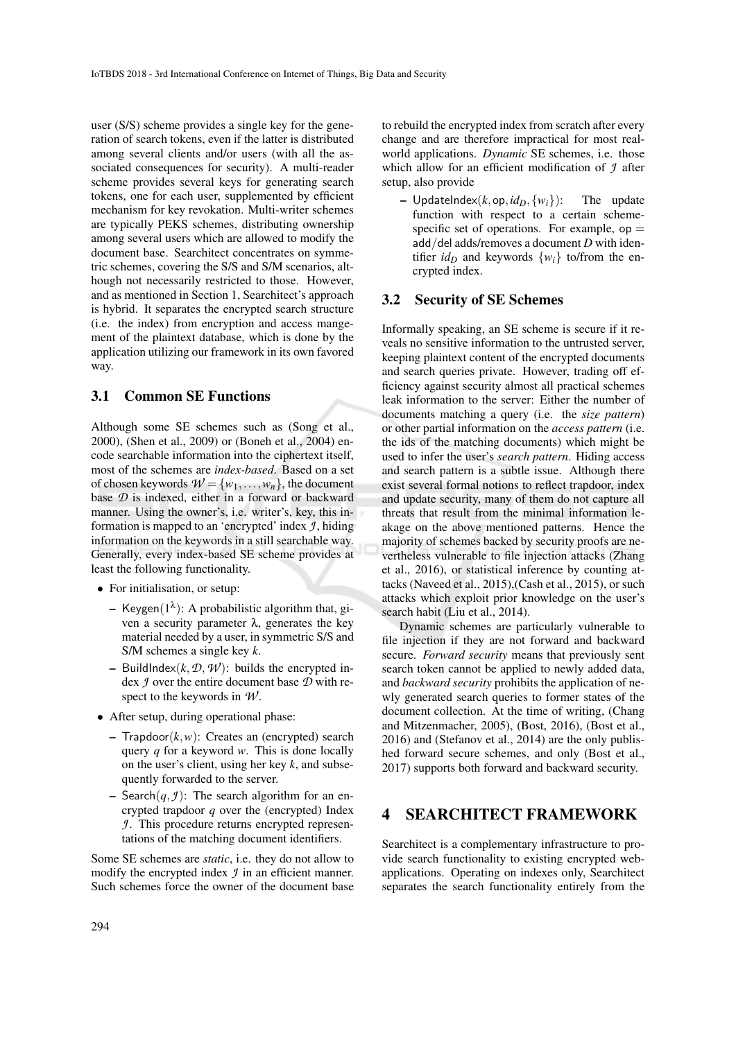user (S/S) scheme provides a single key for the generation of search tokens, even if the latter is distributed among several clients and/or users (with all the associated consequences for security). A multi-reader scheme provides several keys for generating search tokens, one for each user, supplemented by efficient mechanism for key revokation. Multi-writer schemes are typically PEKS schemes, distributing ownership among several users which are allowed to modify the document base. Searchitect concentrates on symmetric schemes, covering the S/S and S/M scenarios, although not necessarily restricted to those. However, and as mentioned in Section 1, Searchitect's approach is hybrid. It separates the encrypted search structure (i.e. the index) from encryption and access mangement of the plaintext database, which is done by the application utilizing our framework in its own favored way.

## 3.1 Common SE Functions

Although some SE schemes such as (Song et al., 2000), (Shen et al., 2009) or (Boneh et al., 2004) encode searchable information into the ciphertext itself, most of the schemes are *index-based*. Based on a set of chosen keywords $\mathcal{W} = \{w_1, \ldots, w_n\}$, the document base $\mathcal{D}$ is indexed, either in a forward or backward manner. Using the owner's, i.e. writer's, key, this information is mapped to an 'encrypted' index $\mathcal{I}$, hiding information on the keywords in a still searchable way. Generally, every index-based SE scheme provides at least the following functionality.

- For initialisation, or setup:
  - $\mathsf{Keygen}(1^\lambda)$: A probabilistic algorithm that, given a security parameter $\lambda$, generates the key material needed by a user, in symmetric S/S and S/M schemes a single key $k$.
  - $\mathsf{BuildIndex}(k, \mathcal{D}, \mathcal{W})$: builds the encrypted index $\mathcal{I}$ over the entire document base $\mathcal{D}$ with respect to the keywords in $\mathcal{W}$.
- After setup, during operational phase:
  - $\mathsf{Trapdoor}(k, w)$: Creates an (encrypted) search query $q$ for a keyword $w$. This is done locally on the user's client, using her key $k$, and subsequently forwarded to the server.
  - $\mathsf{Search}(q, \mathcal{I})$: The search algorithm for an encrypted trapdoor $q$ over the (encrypted) Index $\mathcal{I}$. This procedure returns encrypted representations of the matching document identifiers.

Some SE schemes are *static*, i.e. they do not allow to modify the encrypted index $\mathcal{I}$ in an efficient manner. Such schemes force the owner of the document base to rebuild the encrypted index from scratch after every change and are therefore impractical for most real-world applications. *Dynamic* SE schemes, i.e. those which allow for an efficient modification of $\mathcal{I}$ after setup, also provide

- $\mathsf{UpdateIndex}(k, \mathsf{op}, id_D, \{w_i\})$: The update function with respect to a certain scheme-specific set of operations. For example, $\mathsf{op} = \mathsf{add}/\mathsf{del}$ adds/removes a document $D$ with identifier $id_D$ and keywords $\{w_i\}$ to/from the encrypted index.

## 3.2 Security of SE Schemes

Informally speaking, an SE scheme is secure if it reveals no sensitive information to the untrusted server, keeping plaintext content of the encrypted documents and search queries private. However, trading off efficiency against security almost all practical schemes leak information to the server: Either the number of documents matching a query (i.e. the *size pattern*) or other partial information on the *access pattern* (i.e. the ids of the matching documents) which might be used to infer the user's *search pattern*. Hiding access and search pattern is a subtle issue. Although there exist several formal notions to reflect trapdoor, index and update security, many of them do not capture all threats that result from the minimal information leakage on the above mentioned patterns. Hence the majority of schemes backed by security proofs are nevertheless vulnerable to file injection attacks (Zhang et al., 2016), or statistical inference by counting attacks (Naveed et al., 2015),(Cash et al., 2015), or such attacks which exploit prior knowledge on the user's search habit (Liu et al., 2014).

Dynamic schemes are particularly vulnerable to file injection if they are not forward and backward secure. *Forward security* means that previously sent search token cannot be applied to newly added data, and *backward security* prohibits the application of newly generated search queries to former states of the document collection. At the time of writing, (Chang and Mitzenmacher, 2005), (Bost, 2016), (Bost et al., 2016) and (Stefanov et al., 2014) are the only published forward secure schemes, and only (Bost et al., 2017) supports both forward and backward security.

# 4 SEARCHITECT FRAMEWORK

Searchitect is a complementary infrastructure to provide search functionality to existing encrypted web-applications. Operating on indexes only, Searchitect separates the search functionality entirely from the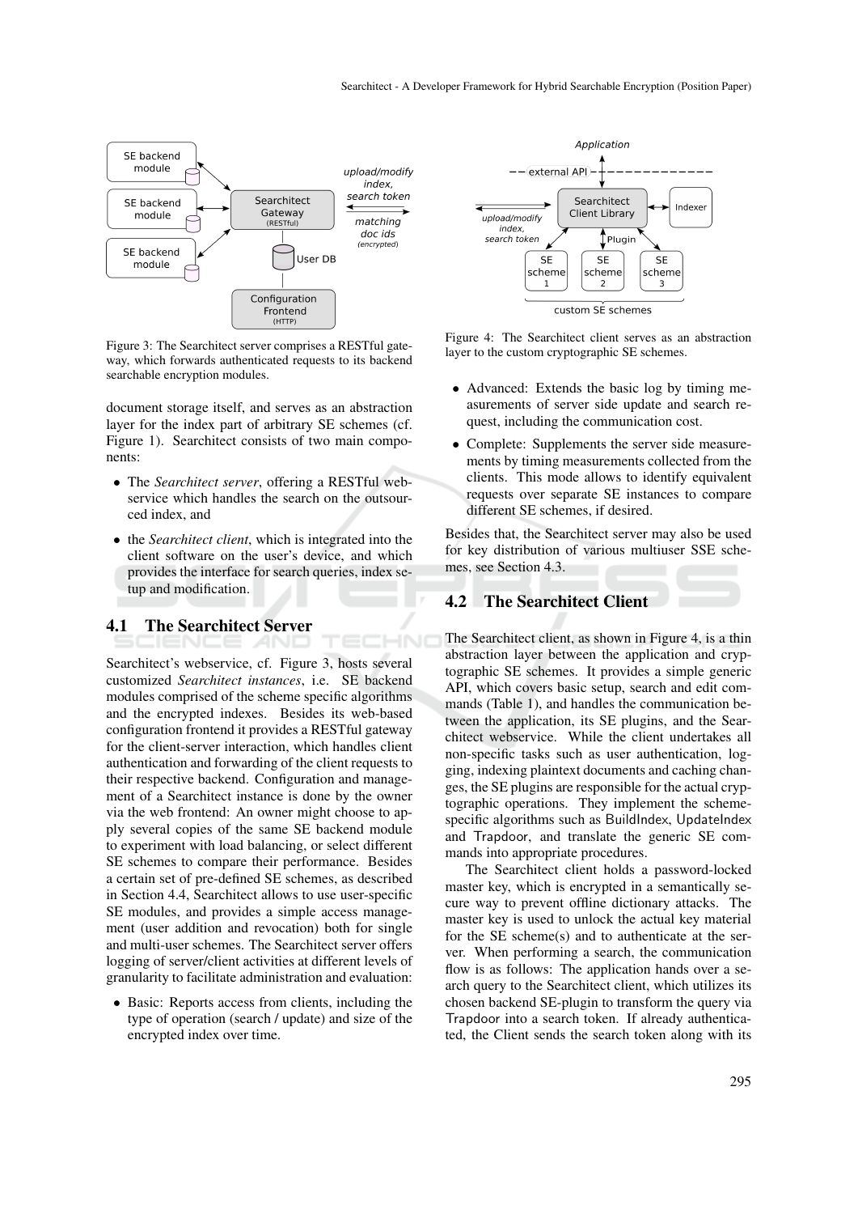Figure 3: The Searchitect server comprises a RESTful gateway, which forwards authenticated requests to its backend searchable encryption modules.

document storage itself, and serves as an abstraction layer for the index part of arbitrary SE schemes (cf. Figure 1). Searchitect consists of two main components:

- The *Searchitect server*, offering a RESTful webservice which handles the search on the outsourced index, and
- the *Searchitect client*, which is integrated into the client software on the user's device, and which provides the interface for search queries, index setup and modification.

### 4.1 The Searchitect Server

Searchitect's webservice, cf. Figure 3, hosts several customized *Searchitect instances*, i.e. SE backend modules comprised of the scheme specific algorithms and the encrypted indexes. Besides its web-based configuration frontend it provides a RESTful gateway for the client-server interaction, which handles client authentication and forwarding of the client requests to their respective backend. Configuration and management of a Searchitect instance is done by the owner via the web frontend: An owner might choose to apply several copies of the same SE backend module to experiment with load balancing, or select different SE schemes to compare their performance. Besides a certain set of pre-defined SE schemes, as described in Section 4.4, Searchitect allows to use user-specific SE modules, and provides a simple access management (user addition and revocation) both for single and multi-user schemes. The Searchitect server offers logging of server/client activities at different levels of granularity to facilitate administration and evaluation:

- Basic: Reports access from clients, including the type of operation (search / update) and size of the encrypted index over time.
- Advanced: Extends the basic log by timing measurements of server side update and search request, including the communication cost.
- Complete: Supplements the server side measurements by timing measurements collected from the clients. This mode allows to identify equivalent requests over separate SE instances to compare different SE schemes, if desired.

Besides that, the Searchitect server may also be used for key distribution of various multiuser SSE schemes, see Section 4.3.

Figure 4: The Searchitect client serves as an abstraction layer to the custom cryptographic SE schemes.

### 4.2 The Searchitect Client

The Searchitect client, as shown in Figure 4, is a thin abstraction layer between the application and cryptographic SE schemes. It provides a simple generic API, which covers basic setup, search and edit commands (Table 1), and handles the communication between the application, its SE plugins, and the Searchitect webservice. While the client undertakes all non-specific tasks such as user authentication, logging, indexing plaintext documents and caching changes, the SE plugins are responsible for the actual cryptographic operations. They implement the scheme-specific algorithms such as BuildIndex, UpdateIndex and Trapdoor, and translate the generic SE commands into appropriate procedures.

The Searchitect client holds a password-locked master key, which is encrypted in a semantically secure way to prevent offline dictionary attacks. The master key is used to unlock the actual key material for the SE scheme(s) and to authenticate at the server. When performing a search, the communication flow is as follows: The application hands over a search query to the Searchitect client, which utilizes its chosen backend SE-plugin to transform the query via Trapdoor into a search token. If already authenticated, the Client sends the search token along with its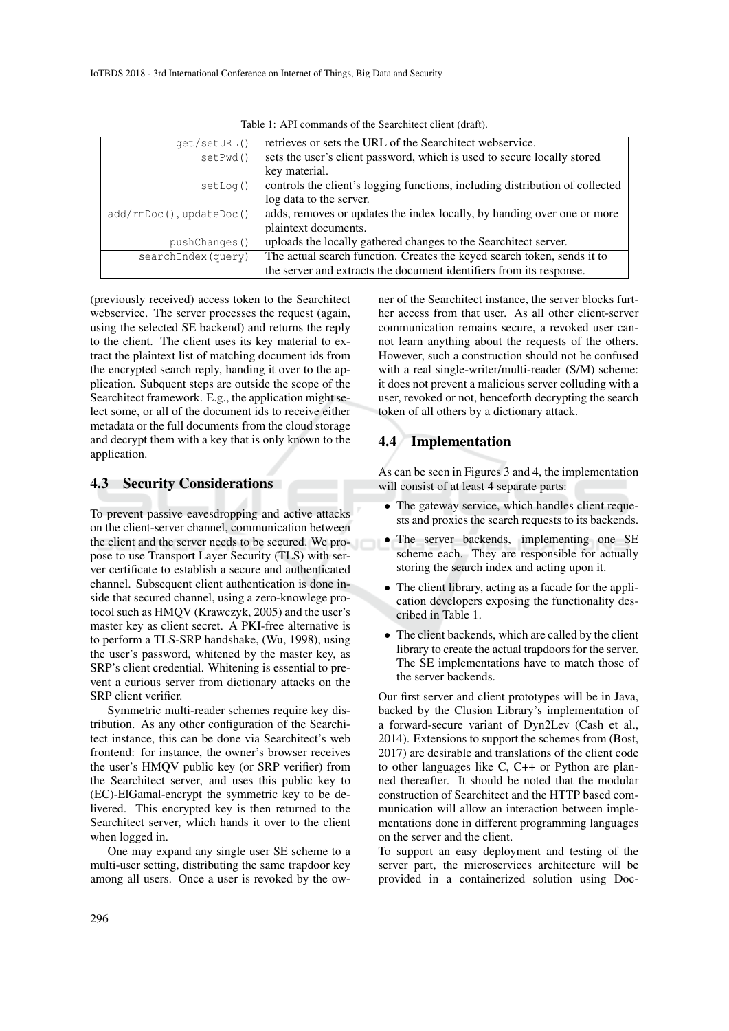Table 1: API commands of the Searchitect client (draft).

| | |
|---|---|
| `get/setURL()` | retrieves or sets the URL of the Searchitect webservice. |
| `setPwd()` | sets the user's client password, which is used to secure locally stored key material. |
| `setLog()` | controls the client's logging functions, including distribution of collected log data to the server. |
| `add/rmDoc()`, `updateDoc()` | adds, removes or updates the index locally, by handing over one or more plaintext documents. |
| `pushChanges()` | uploads the locally gathered changes to the Searchitect server. |
| `searchIndex(query)` | The actual search function. Creates the keyed search token, sends it to the server and extracts the document identifiers from its response. |

(previously received) access token to the Searchitect webservice. The server processes the request (again, using the selected SE backend) and returns the reply to the client. The client uses its key material to extract the plaintext list of matching document ids from the encrypted search reply, handing it over to the application. Subquent steps are outside the scope of the Searchitect framework. E.g., the application might select some, or all of the document ids to receive either metadata or the full documents from the cloud storage and decrypt them with a key that is only known to the application.

### 4.3 Security Considerations

To prevent passive eavesdropping and active attacks on the client-server channel, communication between the client and the server needs to be secured. We propose to use Transport Layer Security (TLS) with server certificate to establish a secure and authenticated channel. Subsequent client authentication is done inside that secured channel, using a zero-knowlege protocol such as HMQV (Krawczyk, 2005) and the user's master key as client secret. A PKI-free alternative is to perform a TLS-SRP handshake, (Wu, 1998), using the user's password, whitened by the master key, as SRP's client credential. Whitening is essential to prevent a curious server from dictionary attacks on the SRP client verifier.

Symmetric multi-reader schemes require key distribution. As any other configuration of the Searchitect instance, this can be done via Searchitect's web frontend: for instance, the owner's browser receives the user's HMQV public key (or SRP verifier) from the Searchitect server, and uses this public key to (EC)-ElGamal-encrypt the symmetric key to be delivered. This encrypted key is then returned to the Searchitect server, which hands it over to the client when logged in.

One may expand any single user SE scheme to a multi-user setting, distributing the same trapdoor key among all users. Once a user is revoked by the owner of the Searchitect instance, the server blocks further access from that user. As all other client-server communication remains secure, a revoked user cannot learn anything about the requests of the others. However, such a construction should not be confused with a real single-writer/multi-reader (S/M) scheme: it does not prevent a malicious server colluding with a user, revoked or not, henceforth decrypting the search token of all others by a dictionary attack.

### 4.4 Implementation

As can be seen in Figures 3 and 4, the implementation will consist of at least 4 separate parts:

- The gateway service, which handles client requests and proxies the search requests to its backends.
- The server backends, implementing one SE scheme each. They are responsible for actually storing the search index and acting upon it.
- The client library, acting as a facade for the application developers exposing the functionality described in Table 1.
- The client backends, which are called by the client library to create the actual trapdoors for the server. The SE implementations have to match those of the server backends.

Our first server and client prototypes will be in Java, backed by the Clusion Library's implementation of a forward-secure variant of Dyn2Lev (Cash et al., 2014). Extensions to support the schemes from (Bost, 2017) are desirable and translations of the client code to other languages like C, C++ or Python are planned thereafter. It should be noted that the modular construction of Searchitect and the HTTP based communication will allow an interaction between implementations done in different programming languages on the server and the client.

To support an easy deployment and testing of the server part, the microservices architecture will be provided in a containerized solution using Doc-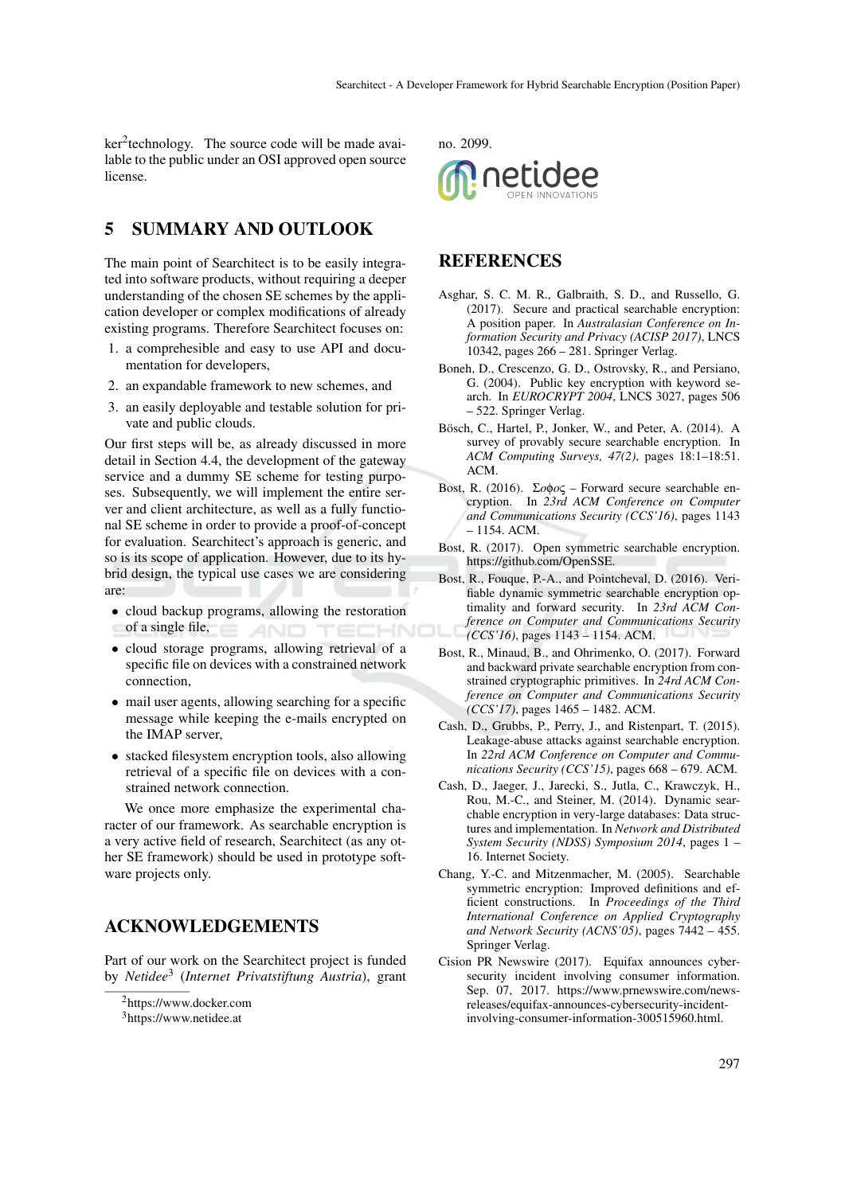ker[2]technology. The source code will be made available to the public under an OSI approved open source license.

## 5 SUMMARY AND OUTLOOK

The main point of Searchitect is to be easily integrated into software products, without requiring a deeper understanding of the chosen SE schemes by the application developer or complex modifications of already existing programs. Therefore Searchitect focuses on:

1. a comprehesible and easy to use API and documentation for developers,
2. an expandable framework to new schemes, and
3. an easily deployable and testable solution for private and public clouds.

Our first steps will be, as already discussed in more detail in Section 4.4, the development of the gateway service and a dummy SE scheme for testing purposes. Subsequently, we will implement the entire server and client architecture, as well as a fully functional SE scheme in order to provide a proof-of-concept for evaluation. Searchitect's approach is generic, and so is its scope of application. However, due to its hybrid design, the typical use cases we are considering are:

- cloud backup programs, allowing the restoration of a single file,
- cloud storage programs, allowing retrieval of a specific file on devices with a constrained network connection,
- mail user agents, allowing searching for a specific message while keeping the e-mails encrypted on the IMAP server,
- stacked filesystem encryption tools, also allowing retrieval of a specific file on devices with a constrained network connection.

We once more emphasize the experimental character of our framework. As searchable encryption is a very active field of research, Searchitect (as any other SE framework) should be used in prototype software projects only.

## ACKNOWLEDGEMENTS

Part of our work on the Searchitect project is funded by *Netidee*[3] (*Internet Privatstiftung Austria*), grant no. 2099.

[2]https://www.docker.com

[3]https://www.netidee.at

## REFERENCES

Asghar, S. C. M. R., Galbraith, S. D., and Russello, G. (2017). Secure and practical searchable encryption: A position paper. In *Australasian Conference on Information Security and Privacy (ACISP 2017)*, LNCS 10342, pages 266 – 281. Springer Verlag.

Boneh, D., Crescenzo, G. D., Ostrovsky, R., and Persiano, G. (2004). Public key encryption with keyword search. In *EUROCRYPT 2004*, LNCS 3027, pages 506 – 522. Springer Verlag.

Bösch, C., Hartel, P., Jonker, W., and Peter, A. (2014). A survey of provably secure searchable encryption. In *ACM Computing Surveys, 47(2)*, pages 18:1–18:51. ACM.

Bost, R. (2016). Σοφος – Forward secure searchable encryption. In *23rd ACM Conference on Computer and Communications Security (CCS'16)*, pages 1143 – 1154. ACM.

Bost, R. (2017). Open symmetric searchable encryption. https://github.com/OpenSSE.

Bost, R., Fouque, P.-A., and Pointcheval, D. (2016). Verifiable dynamic symmetric searchable encryption optimality and forward security. In *23rd ACM Conference on Computer and Communications Security (CCS'16)*, pages 1143 – 1154. ACM.

Bost, R., Minaud, B., and Ohrimenko, O. (2017). Forward and backward private searchable encryption from constrained cryptographic primitives. In *24rd ACM Conference on Computer and Communications Security (CCS'17)*, pages 1465 – 1482. ACM.

Cash, D., Grubbs, P., Perry, J., and Ristenpart, T. (2015). Leakage-abuse attacks against searchable encryption. In *22nd ACM Conference on Computer and Communications Security (CCS'15)*, pages 668 – 679. ACM.

Cash, D., Jaeger, J., Jarecki, S., Jutla, C., Krawczyk, H., Rou, M.-C., and Steiner, M. (2014). Dynamic searchable encryption in very-large databases: Data structures and implementation. In *Network and Distributed System Security (NDSS) Symposium 2014*, pages 1 – 16. Internet Society.

Chang, Y.-C. and Mitzenmacher, M. (2005). Searchable symmetric encryption: Improved definitions and efficient constructions. In *Proceedings of the Third International Conference on Applied Cryptography and Network Security (ACNS'05)*, pages 7442 – 455. Springer Verlag.

Cision PR Newswire (2017). Equifax announces cybersecurity incident involving consumer information. Sep. 07, 2017. https://www.prnewswire.com/news-releases/equifax-announces-cybersecurity-incident-involving-consumer-information-300515960.html.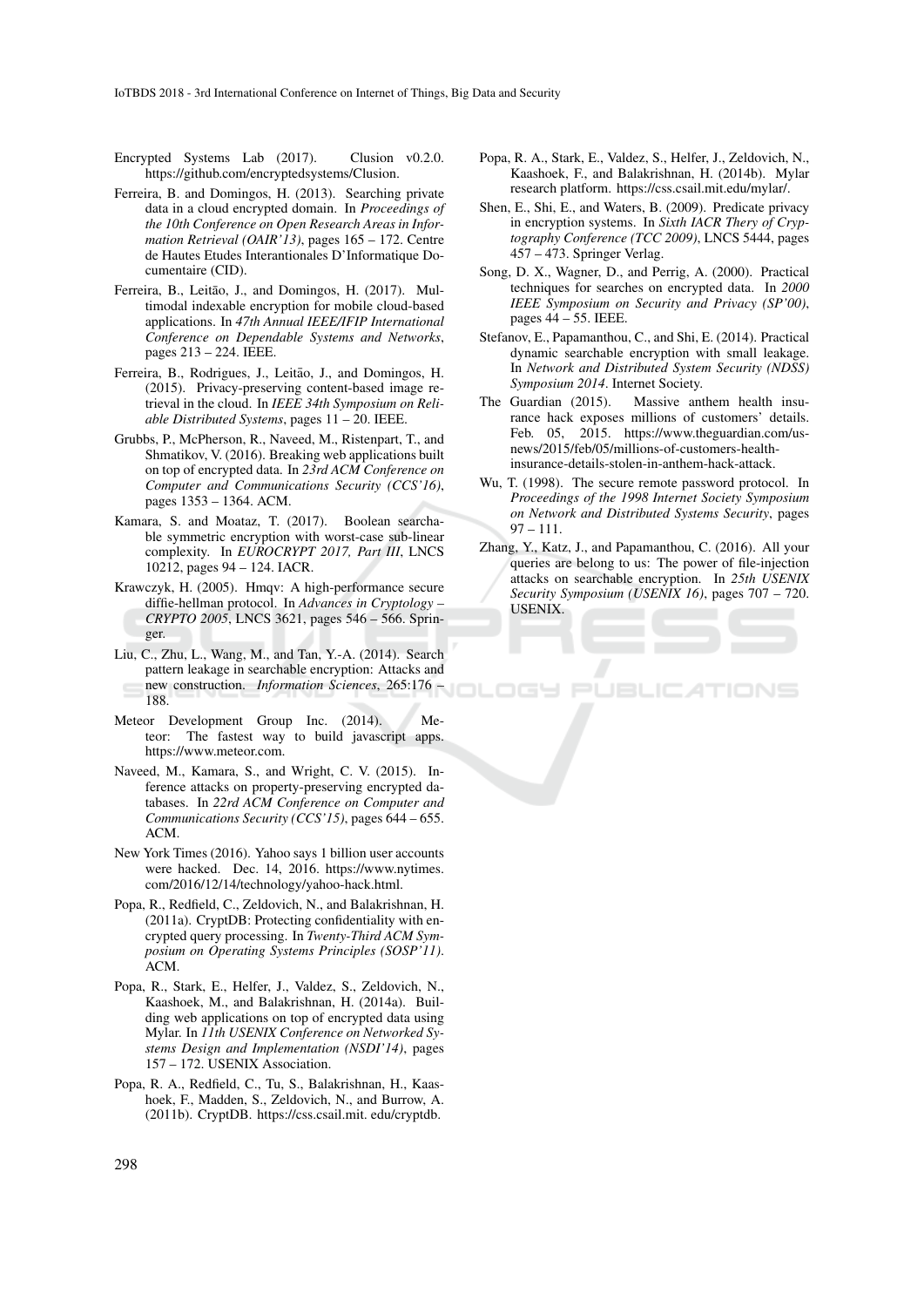Encrypted Systems Lab (2017). Clusion v0.2.0. https://github.com/encryptedsystems/Clusion.

Ferreira, B. and Domingos, H. (2013). Searching private data in a cloud encrypted domain. In *Proceedings of the 10th Conference on Open Research Areas in Information Retrieval (OAIR'13)*, pages 165 – 172. Centre de Hautes Etudes Interantionales D'Informatique Documentaire (CID).

Ferreira, B., Leitão, J., and Domingos, H. (2017). Multimodal indexable encryption for mobile cloud-based applications. In *47th Annual IEEE/IFIP International Conference on Dependable Systems and Networks*, pages 213 – 224. IEEE.

Ferreira, B., Rodrigues, J., Leitão, J., and Domingos, H. (2015). Privacy-preserving content-based image retrieval in the cloud. In *IEEE 34th Symposium on Reliable Distributed Systems*, pages 11 – 20. IEEE.

Grubbs, P., McPherson, R., Naveed, M., Ristenpart, T., and Shmatikov, V. (2016). Breaking web applications built on top of encrypted data. In *23rd ACM Conference on Computer and Communications Security (CCS'16)*, pages 1353 – 1364. ACM.

Kamara, S. and Moataz, T. (2017). Boolean searchable symmetric encryption with worst-case sub-linear complexity. In *EUROCRYPT 2017, Part III*, LNCS 10212, pages 94 – 124. IACR.

Krawczyk, H. (2005). Hmqv: A high-performance secure diffie-hellman protocol. In *Advances in Cryptology – CRYPTO 2005*, LNCS 3621, pages 546 – 566. Springer.

Liu, C., Zhu, L., Wang, M., and Tan, Y.-A. (2014). Search pattern leakage in searchable encryption: Attacks and new construction. *Information Sciences*, 265:176 – 188.

Meteor Development Group Inc. (2014). Meteor: The fastest way to build javascript apps. https://www.meteor.com.

Naveed, M., Kamara, S., and Wright, C. V. (2015). Inference attacks on property-preserving encrypted databases. In *22rd ACM Conference on Computer and Communications Security (CCS'15)*, pages 644 – 655. ACM.

New York Times (2016). Yahoo says 1 billion user accounts were hacked. Dec. 14, 2016. https://www.nytimes.com/2016/12/14/technology/yahoo-hack.html.

Popa, R., Redfield, C., Zeldovich, N., and Balakrishnan, H. (2011a). CryptDB: Protecting confidentiality with encrypted query processing. In *Twenty-Third ACM Symposium on Operating Systems Principles (SOSP'11)*. ACM.

Popa, R., Stark, E., Helfer, J., Valdez, S., Zeldovich, N., Kaashoek, M., and Balakrishnan, H. (2014a). Building web applications on top of encrypted data using Mylar. In *11th USENIX Conference on Networked Systems Design and Implementation (NSDI'14)*, pages 157 – 172. USENIX Association.

Popa, R. A., Redfield, C., Tu, S., Balakrishnan, H., Kaashoek, F., Madden, S., Zeldovich, N., and Burrow, A. (2011b). CryptDB. https://css.csail.mit. edu/cryptdb.

Popa, R. A., Stark, E., Valdez, S., Helfer, J., Zeldovich, N., Kaashoek, F., and Balakrishnan, H. (2014b). Mylar research platform. https://css.csail.mit.edu/mylar/.

Shen, E., Shi, E., and Waters, B. (2009). Predicate privacy in encryption systems. In *Sixth IACR Thery of Cryptography Conference (TCC 2009)*, LNCS 5444, pages 457 – 473. Springer Verlag.

Song, D. X., Wagner, D., and Perrig, A. (2000). Practical techniques for searches on encrypted data. In *2000 IEEE Symposium on Security and Privacy (SP'00)*, pages 44 – 55. IEEE.

Stefanov, E., Papamanthou, C., and Shi, E. (2014). Practical dynamic searchable encryption with small leakage. In *Network and Distributed System Security (NDSS) Symposium 2014*. Internet Society.

The Guardian (2015). Massive anthem health insurance hack exposes millions of customers' details. Feb. 05, 2015. https://www.theguardian.com/us-news/2015/feb/05/millions-of-customers-health-insurance-details-stolen-in-anthem-hack-attack.

Wu, T. (1998). The secure remote password protocol. In *Proceedings of the 1998 Internet Society Symposium on Network and Distributed Systems Security*, pages 97 – 111.

Zhang, Y., Katz, J., and Papamanthou, C. (2016). All your queries are belong to us: The power of file-injection attacks on searchable encryption. In *25th USENIX Security Symposium (USENIX 16)*, pages 707 – 720. USENIX.